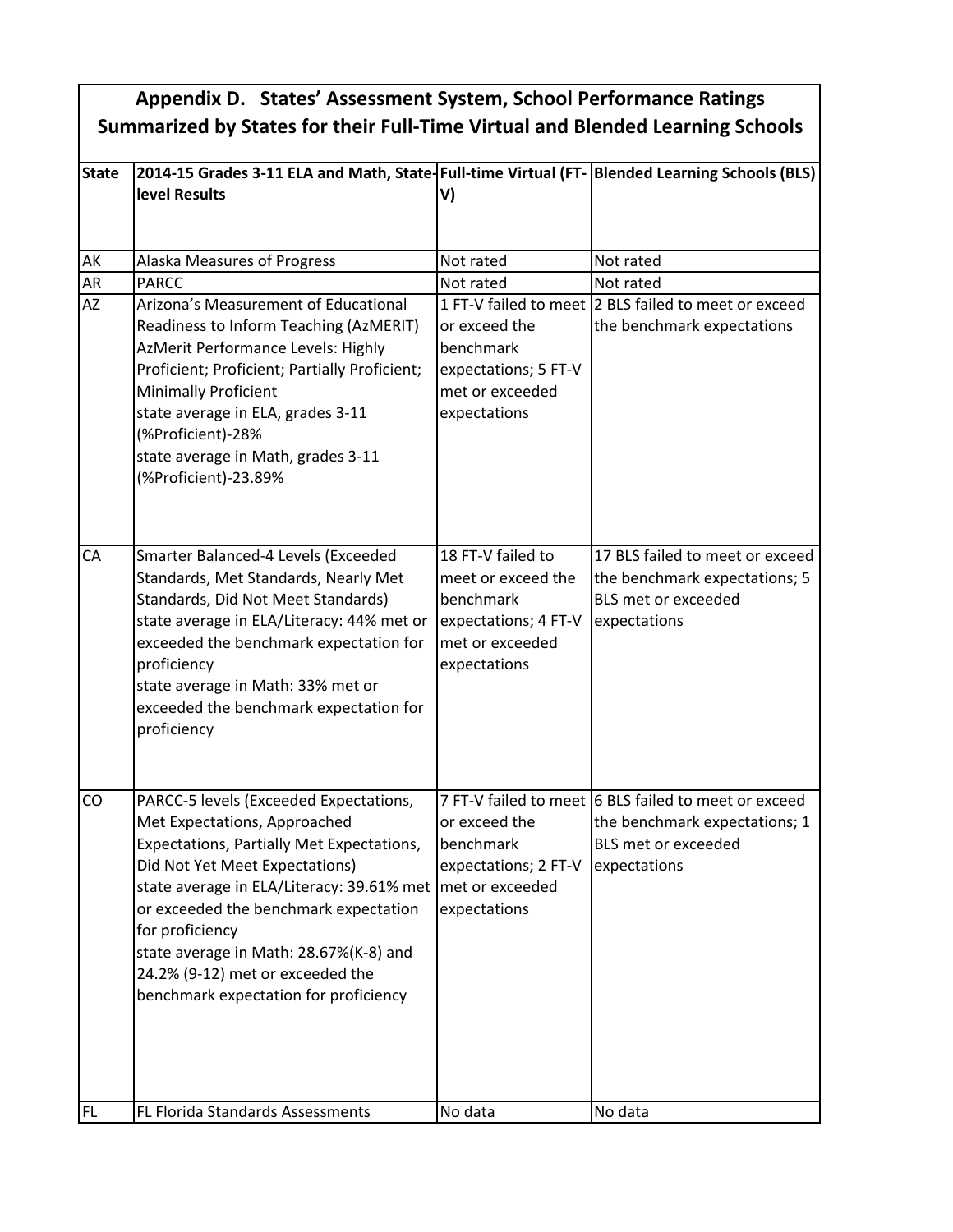# Appendix D. States' Assessment System, School Performance Ratings Summarized by States for their Full-Time Virtual and Blended Learning Schools

| State | 2014-15 Grades 3-11 ELA and Math, State-level Results | Full-time Virtual (FT-V) | Blended Learning Schools (BLS) |
|---|---|---|---|
| AK | Alaska Measures of Progress | Not rated | Not rated |
| AR | PARCC | Not rated | Not rated |
| AZ | Arizona's Measurement of Educational Readiness to Inform Teaching (AzMERIT)<br>AzMerit Performance Levels: Highly Proficient; Proficient; Partially Proficient; Minimally Proficient<br>state average in ELA, grades 3-11 (%Proficient)-28%<br>state average in Math, grades 3-11 (%Proficient)-23.89% | 1 FT-V failed to meet or exceed the benchmark expectations; 5 FT-V met or exceeded expectations | 2 BLS failed to meet or exceed the benchmark expectations |
| CA | Smarter Balanced-4 Levels (Exceeded Standards, Met Standards, Nearly Met Standards, Did Not Meet Standards)<br>state average in ELA/Literacy: 44% met or exceeded the benchmark expectation for proficiency<br>state average in Math: 33% met or exceeded the benchmark expectation for proficiency | 18 FT-V failed to meet or exceed the benchmark expectations; 4 FT-V met or exceeded expectations | 17 BLS failed to meet or exceed the benchmark expectations; 5 BLS met or exceeded expectations |
| CO | PARCC-5 levels (Exceeded Expectations, Met Expectations, Approached Expectations, Partially Met Expectations, Did Not Yet Meet Expectations)<br>state average in ELA/Literacy: 39.61% met or exceeded the benchmark expectation for proficiency<br>state average in Math: 28.67%(K-8) and 24.2% (9-12) met or exceeded the benchmark expectation for proficiency | 7 FT-V failed to meet or exceed the benchmark expectations; 2 FT-V met or exceeded expectations | 6 BLS failed to meet or exceed the benchmark expectations; 1 BLS met or exceeded expectations |
| FL | FL Florida Standards Assessments | No data | No data |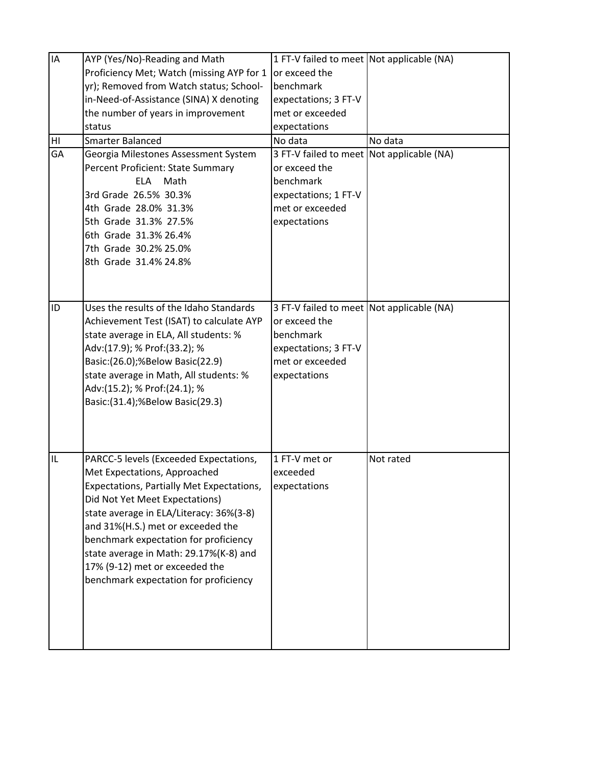| | | | |
|---|---|---|---|
| IA | AYP (Yes/No)-Reading and Math Proficiency Met; Watch (missing AYP for 1 yr); Removed from Watch status; School-in-Need-of-Assistance (SINA) X denoting the number of years in improvement status | 1 FT-V failed to meet or exceed the benchmark expectations; 3 FT-V met or exceeded expectations | Not applicable (NA) |
| HI | Smarter Balanced | No data | No data |
| GA | Georgia Milestones Assessment System Percent Proficient: State Summary<br>ELA Math<br>3rd Grade 26.5% 30.3%<br>4th Grade 28.0% 31.3%<br>5th Grade 31.3% 27.5%<br>6th Grade 31.3% 26.4%<br>7th Grade 30.2% 25.0%<br>8th Grade 31.4% 24.8% | 3 FT-V failed to meet or exceed the benchmark expectations; 1 FT-V met or exceeded expectations | Not applicable (NA) |
| ID | Uses the results of the Idaho Standards Achievement Test (ISAT) to calculate AYP state average in ELA, All students: % Adv:(17.9); % Prof:(33.2); % Basic:(26.0);%Below Basic(22.9) state average in Math, All students: % Adv:(15.2); % Prof:(24.1); % Basic:(31.4);%Below Basic(29.3) | 3 FT-V failed to meet or exceed the benchmark expectations; 3 FT-V met or exceeded expectations | Not applicable (NA) |
| IL | PARCC-5 levels (Exceeded Expectations, Met Expectations, Approached Expectations, Partially Met Expectations, Did Not Yet Meet Expectations) state average in ELA/Literacy: 36%(3-8) and 31%(H.S.) met or exceeded the benchmark expectation for proficiency state average in Math: 29.17%(K-8) and 17% (9-12) met or exceeded the benchmark expectation for proficiency | 1 FT-V met or exceeded expectations | Not rated |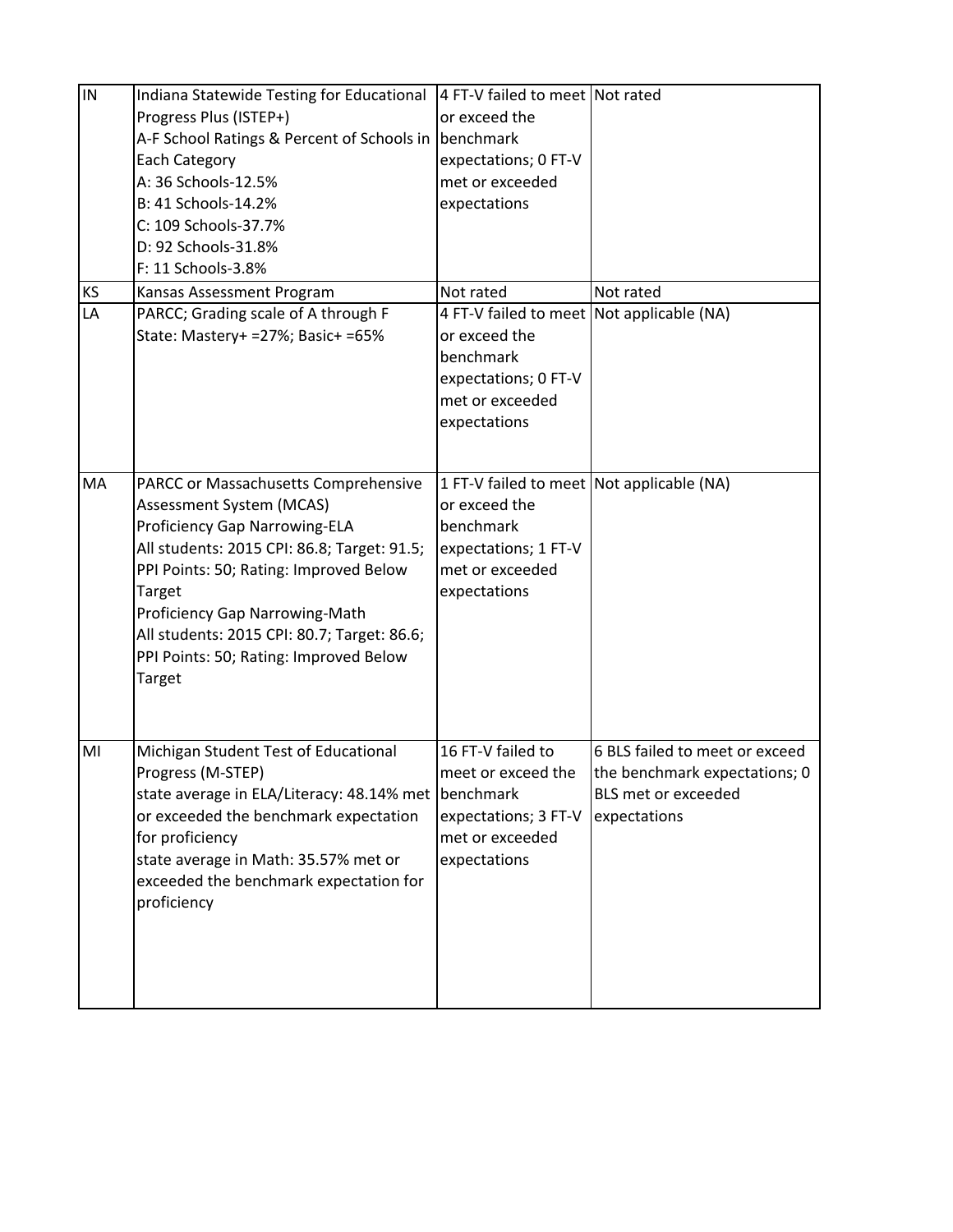| IN | Indiana Statewide Testing for Educational Progress Plus (ISTEP+)<br>A-F School Ratings & Percent of Schools in Each Category<br>A: 36 Schools-12.5%<br>B: 41 Schools-14.2%<br>C: 109 Schools-37.7%<br>D: 92 Schools-31.8%<br>F: 11 Schools-3.8% | 4 FT-V failed to meet or exceed the benchmark expectations; 0 FT-V met or exceeded expectations | Not rated |
|---|---|---|---|
| KS | Kansas Assessment Program | Not rated | Not rated |
| LA | PARCC; Grading scale of A through F<br>State: Mastery+ =27%; Basic+ =65% | 4 FT-V failed to meet or exceed the benchmark expectations; 0 FT-V met or exceeded expectations | Not applicable (NA) |
| MA | PARCC or Massachusetts Comprehensive Assessment System (MCAS)<br>Proficiency Gap Narrowing-ELA<br>All students: 2015 CPI: 86.8; Target: 91.5; PPI Points: 50; Rating: Improved Below Target<br>Proficiency Gap Narrowing-Math<br>All students: 2015 CPI: 80.7; Target: 86.6; PPI Points: 50; Rating: Improved Below Target | 1 FT-V failed to meet or exceed the benchmark expectations; 1 FT-V met or exceeded expectations | Not applicable (NA) |
| MI | Michigan Student Test of Educational Progress (M-STEP)<br>state average in ELA/Literacy: 48.14% met or exceeded the benchmark expectation for proficiency<br>state average in Math: 35.57% met or exceeded the benchmark expectation for proficiency | 16 FT-V failed to meet or exceed the benchmark expectations; 3 FT-V met or exceeded expectations | 6 BLS failed to meet or exceed the benchmark expectations; 0 BLS met or exceeded expectations |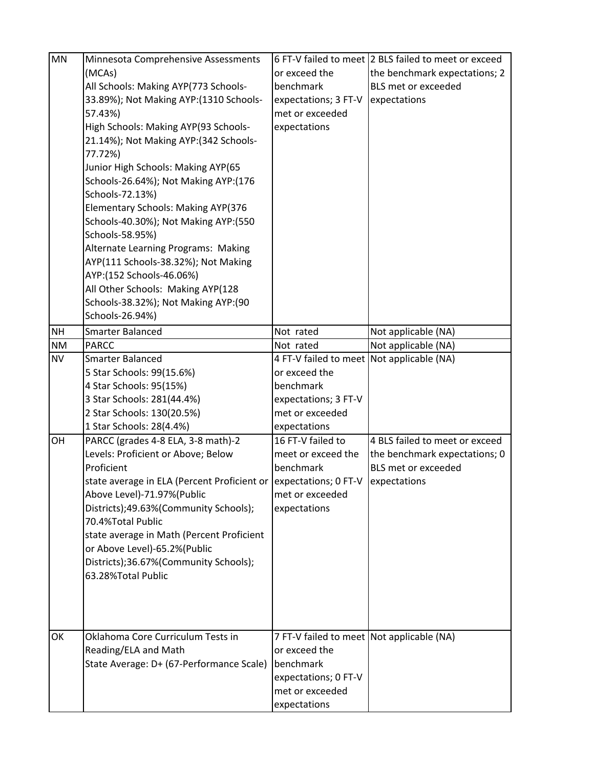| MN | Minnesota Comprehensive Assessments (MCAs)<br>All Schools: Making AYP(773 Schools-33.89%); Not Making AYP:(1310 Schools-57.43%)<br>High Schools: Making AYP(93 Schools-21.14%); Not Making AYP:(342 Schools-77.72%)<br>Junior High Schools: Making AYP(65 Schools-26.64%); Not Making AYP:(176 Schools-72.13%)<br>Elementary Schools: Making AYP(376 Schools-40.30%); Not Making AYP:(550 Schools-58.95%)<br>Alternate Learning Programs: Making AYP(111 Schools-38.32%); Not Making AYP:(152 Schools-46.06%)<br>All Other Schools: Making AYP(128 Schools-38.32%); Not Making AYP:(90 Schools-26.94%) | 6 FT-V failed to meet or exceed the benchmark expectations; 3 FT-V met or exceeded expectations | 2 BLS failed to meet or exceed the benchmark expectations; 2 BLS met or exceeded expectations |
|---|---|---|---|
| NH | Smarter Balanced | Not rated | Not applicable (NA) |
| NM | PARCC | Not rated | Not applicable (NA) |
| NV | Smarter Balanced<br>5 Star Schools: 99(15.6%)<br>4 Star Schools: 95(15%)<br>3 Star Schools: 281(44.4%)<br>2 Star Schools: 130(20.5%)<br>1 Star Schools: 28(4.4%) | 4 FT-V failed to meet or exceed the benchmark expectations; 3 FT-V met or exceeded expectations | Not applicable (NA) |
| OH | PARCC (grades 4-8 ELA, 3-8 math)-2 Levels: Proficient or Above; Below Proficient<br>state average in ELA (Percent Proficient or Above Level)-71.97%(Public Districts);49.63%(Community Schools); 70.4%Total Public<br>state average in Math (Percent Proficient or Above Level)-65.2%(Public Districts);36.67%(Community Schools); 63.28%Total Public | 16 FT-V failed to meet or exceed the benchmark expectations; 0 FT-V met or exceeded expectations | 4 BLS failed to meet or exceed the benchmark expectations; 0 BLS met or exceeded expectations |
| OK | Oklahoma Core Curriculum Tests in Reading/ELA and Math<br>State Average: D+ (67-Performance Scale) | 7 FT-V failed to meet or exceed the benchmark expectations; 0 FT-V met or exceeded expectations | Not applicable (NA) |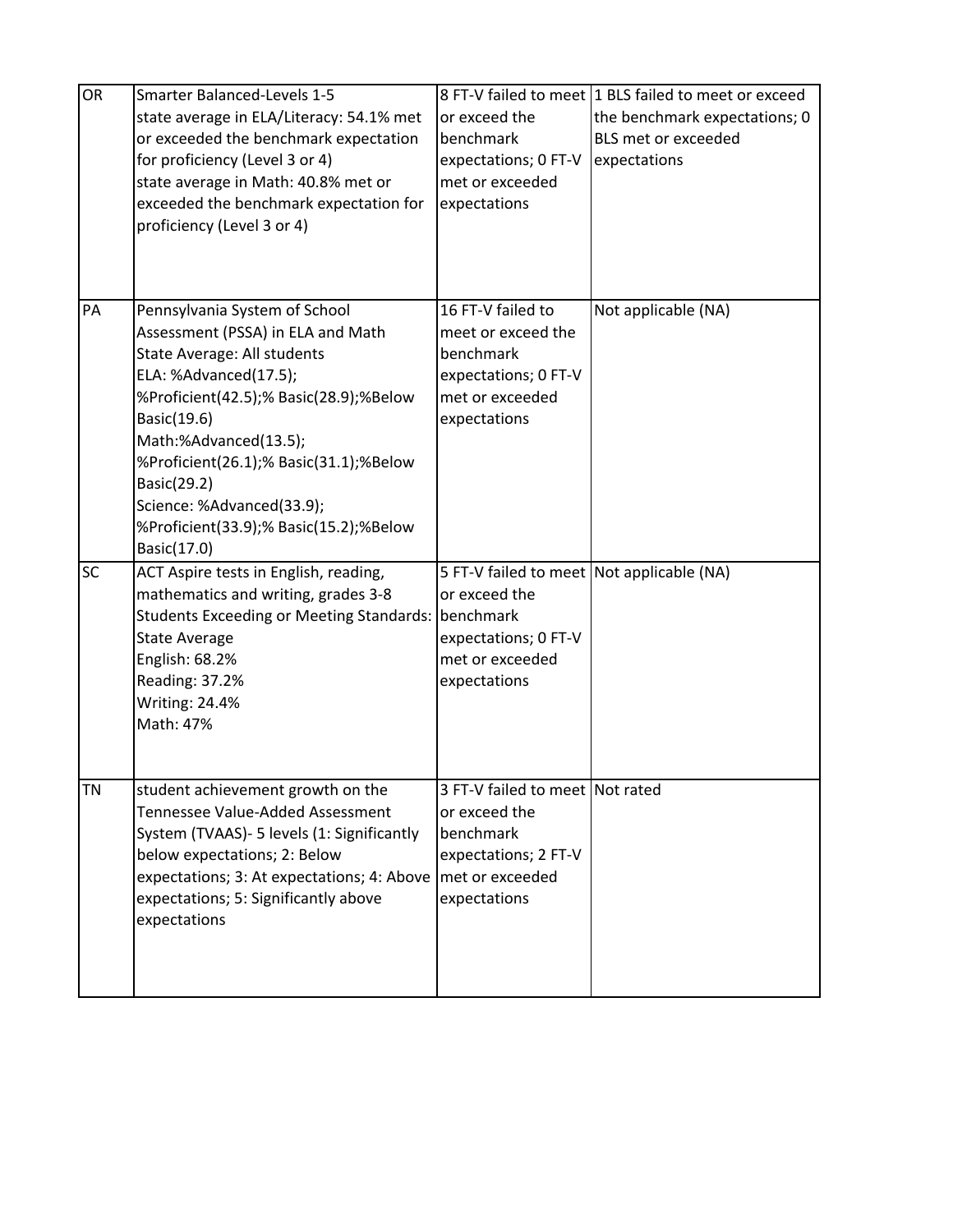| | | | |
|---|---|---|---|
| OR | Smarter Balanced-Levels 1-5<br>state average in ELA/Literacy: 54.1% met or exceeded the benchmark expectation for proficiency (Level 3 or 4)<br>state average in Math: 40.8% met or exceeded the benchmark expectation for proficiency (Level 3 or 4) | 8 FT-V failed to meet or exceed the benchmark expectations; 0 FT-V met or exceeded expectations | 1 BLS failed to meet or exceed the benchmark expectations; 0 BLS met or exceeded expectations |
| PA | Pennsylvania System of School Assessment (PSSA) in ELA and Math<br>State Average: All students<br>ELA: %Advanced(17.5); %Proficient(42.5);% Basic(28.9);%Below Basic(19.6)<br>Math:%Advanced(13.5); %Proficient(26.1);% Basic(31.1);%Below Basic(29.2)<br>Science: %Advanced(33.9); %Proficient(33.9);% Basic(15.2);%Below Basic(17.0) | 16 FT-V failed to meet or exceed the benchmark expectations; 0 FT-V met or exceeded expectations | Not applicable (NA) |
| SC | ACT Aspire tests in English, reading, mathematics and writing, grades 3-8<br>Students Exceeding or Meeting Standards: State Average<br>English: 68.2%<br>Reading: 37.2%<br>Writing: 24.4%<br>Math: 47% | 5 FT-V failed to meet or exceed the benchmark expectations; 0 FT-V met or exceeded expectations | Not applicable (NA) |
| TN | student achievement growth on the Tennessee Value-Added Assessment System (TVAAS)- 5 levels (1: Significantly below expectations; 2: Below expectations; 3: At expectations; 4: Above expectations; 5: Significantly above expectations | 3 FT-V failed to meet or exceed the benchmark expectations; 2 FT-V met or exceeded expectations | Not rated |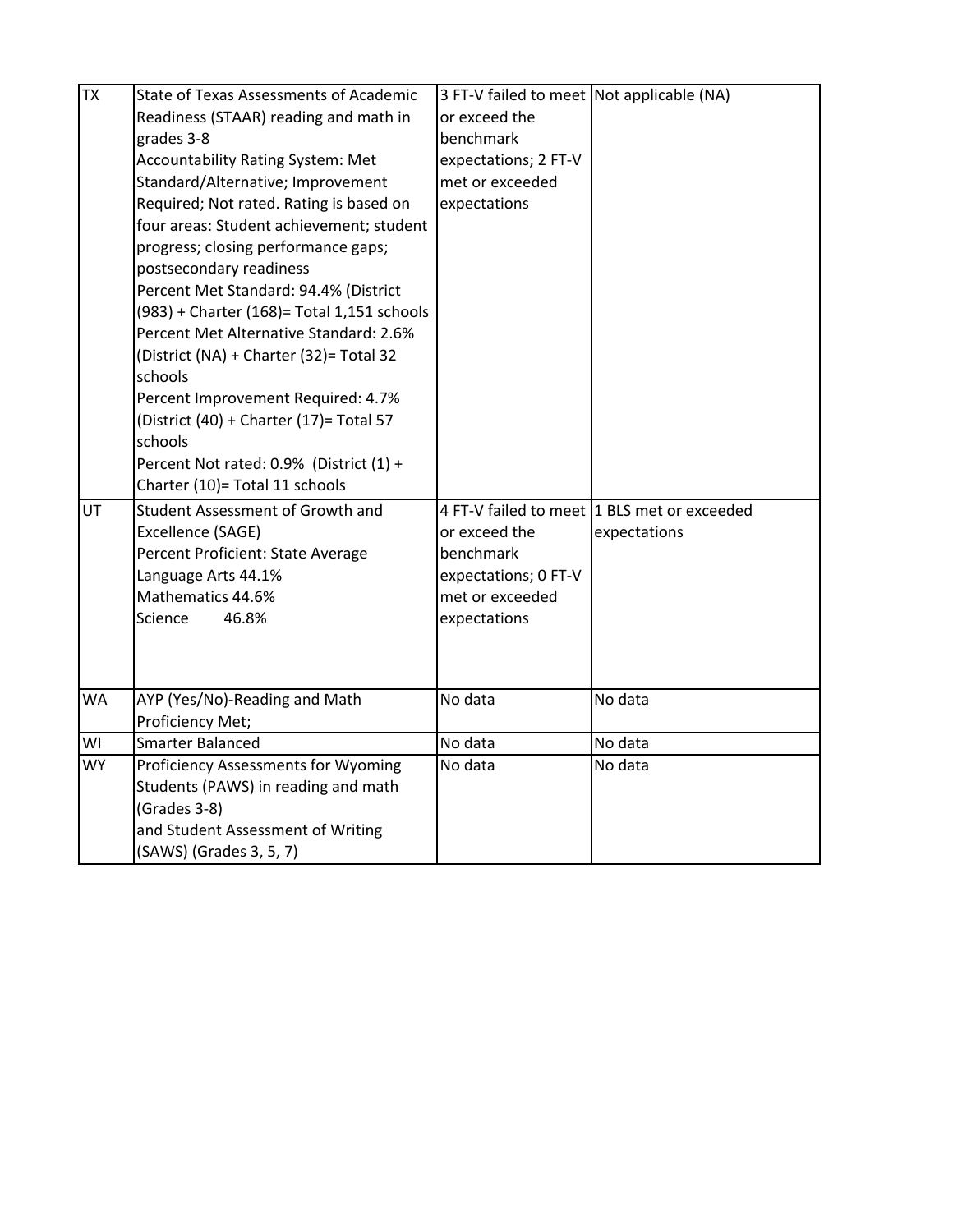| | | | |
|---|---|---|---|
| TX | State of Texas Assessments of Academic Readiness (STAAR) reading and math in grades 3-8<br>Accountability Rating System: Met Standard/Alternative; Improvement Required; Not rated. Rating is based on four areas: Student achievement; student progress; closing performance gaps; postsecondary readiness<br>Percent Met Standard: 94.4% (District (983) + Charter (168)= Total 1,151 schools<br>Percent Met Alternative Standard: 2.6% (District (NA) + Charter (32)= Total 32 schools<br>Percent Improvement Required: 4.7% (District (40) + Charter (17)= Total 57 schools<br>Percent Not rated: 0.9% (District (1) + Charter (10)= Total 11 schools | 3 FT-V failed to meet or exceed the benchmark expectations; 2 FT-V met or exceeded expectations | Not applicable (NA) |
| UT | Student Assessment of Growth and Excellence (SAGE)<br>Percent Proficient: State Average<br>Language Arts 44.1%<br>Mathematics 44.6%<br>Science 46.8% | 4 FT-V failed to meet or exceed the benchmark expectations; 0 FT-V met or exceeded expectations | 1 BLS met or exceeded expectations |
| WA | AYP (Yes/No)-Reading and Math Proficiency Met; | No data | No data |
| WI | Smarter Balanced | No data | No data |
| WY | Proficiency Assessments for Wyoming Students (PAWS) in reading and math (Grades 3-8)<br>and Student Assessment of Writing (SAWS) (Grades 3, 5, 7) | No data | No data |